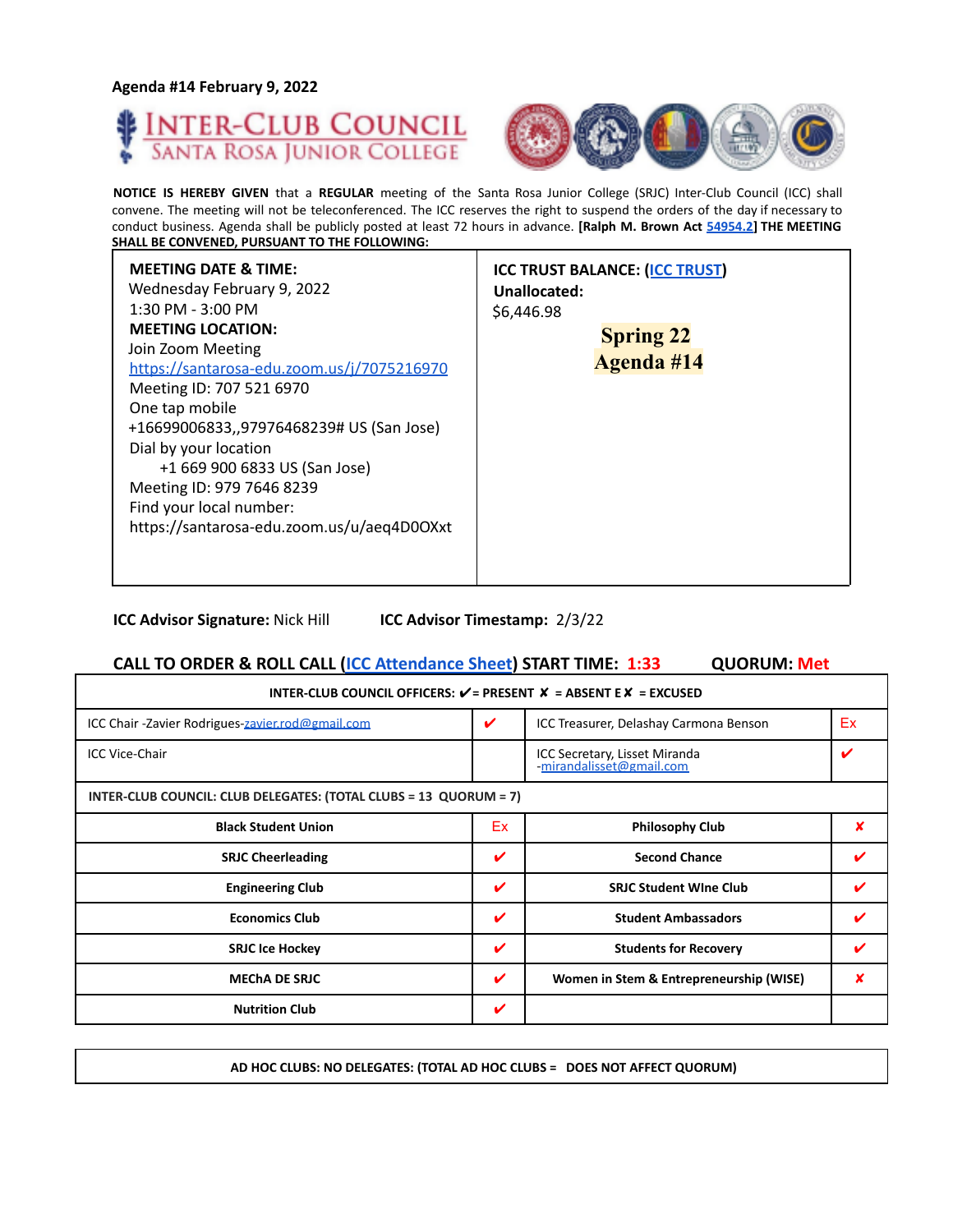**Agenda #14 February 9, 2022**

# INTER-CLUB COUNCIL
## SANTA ROSA JUNIOR COLLEGE

**NOTICE IS HEREBY GIVEN** that a **REGULAR** meeting of the Santa Rosa Junior College (SRJC) Inter-Club Council (ICC) shall convene. The meeting will not be teleconferenced. The ICC reserves the right to suspend the orders of the day if necessary to conduct business. Agenda shall be publicly posted at least 72 hours in advance. **[Ralph M. Brown Act 54954.2] THE MEETING SHALL BE CONVENED, PURSUANT TO THE FOLLOWING:**

| **MEETING DATE & TIME:**<br>Wednesday February 9, 2022<br>1:30 PM - 3:00 PM<br>**MEETING LOCATION:**<br>Join Zoom Meeting<br>https://santarosa-edu.zoom.us/j/7075216970<br>Meeting ID: 707 521 6970<br>One tap mobile<br>+16699006833,,97976468239# US (San Jose)<br>Dial by your location<br>+1 669 900 6833 US (San Jose)<br>Meeting ID: 979 7646 8239<br>Find your local number:<br>https://santarosa-edu.zoom.us/u/aeq4D0OXxt | **ICC TRUST BALANCE: (ICC TRUST)**<br>**Unallocated:**<br>$6,446.98<br>**Spring 22**<br>**Agenda #14** |
|---|---|

**ICC Advisor Signature:** Nick Hill **ICC Advisor Timestamp:** 2/3/22

**CALL TO ORDER & ROLL CALL (ICC Attendance Sheet) START TIME: 1:33 QUORUM: Met**

| **INTER-CLUB COUNCIL OFFICERS: ✔ = PRESENT ✘ = ABSENT E✘ = EXCUSED** | | | |
|---|---|---|---|
| ICC Chair -Zavier Rodrigues-zavier.rod@gmail.com | ✔ | ICC Treasurer, Delashay Carmona Benson | Ex |
| ICC Vice-Chair | | ICC Secretary, Lisset Miranda -mirandalisset@gmail.com | ✔ |
| **INTER-CLUB COUNCIL: CLUB DELEGATES: (TOTAL CLUBS = 13 QUORUM = 7)** | | | |
| **Black Student Union** | Ex | **Philosophy Club** | ✘ |
| **SRJC Cheerleading** | ✔ | **Second Chance** | ✔ |
| **Engineering Club** | ✔ | **SRJC Student WIne Club** | ✔ |
| **Economics Club** | ✔ | **Student Ambassadors** | ✔ |
| **SRJC Ice Hockey** | ✔ | **Students for Recovery** | ✔ |
| **MEChA DE SRJC** | ✔ | **Women in Stem & Entrepreneurship (WISE)** | ✘ |
| **Nutrition Club** | ✔ | | |

| **AD HOC CLUBS: NO DELEGATES: (TOTAL AD HOC CLUBS = DOES NOT AFFECT QUORUM)** |
|---|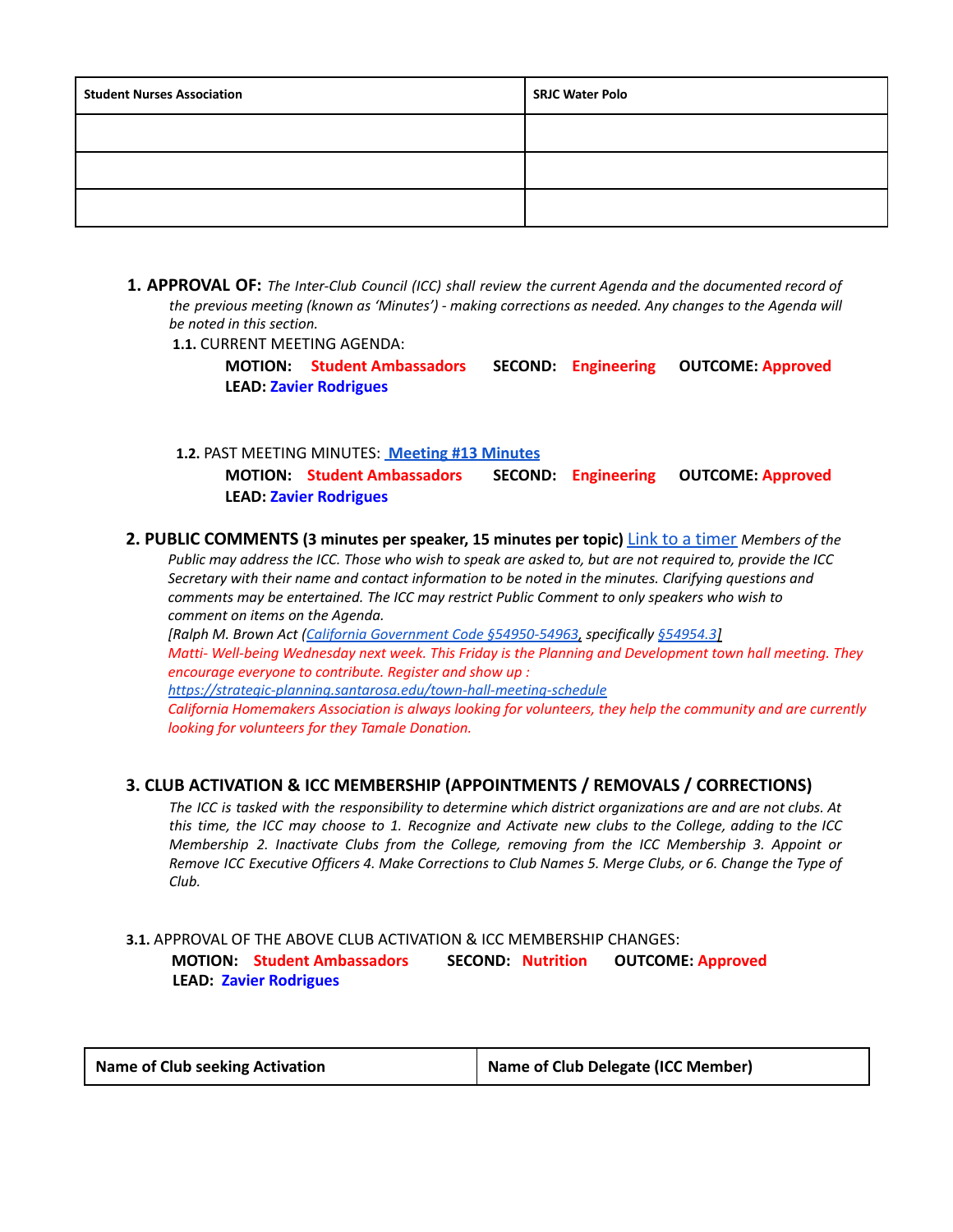| Student Nurses Association | SRJC Water Polo |
| --- | --- |
| | |
| | |
| | |

## 1. APPROVAL OF:

*The Inter-Club Council (ICC) shall review the current Agenda and the documented record of the previous meeting (known as 'Minutes') - making corrections as needed. Any changes to the Agenda will be noted in this section.*

**1.1.** CURRENT MEETING AGENDA:

**MOTION:** **Student Ambassadors** **SECOND:** **Engineering** **OUTCOME:** **Approved**
**LEAD:** **Zavier Rodrigues**

**1.2.** PAST MEETING MINUTES: **[Meeting #13 Minutes]**

**MOTION:** **Student Ambassadors** **SECOND:** **Engineering** **OUTCOME:** **Approved**
**LEAD:** **Zavier Rodrigues**

## 2. PUBLIC COMMENTS (3 minutes per speaker, 15 minutes per topic)

[Link to a timer] *Members of the Public may address the ICC. Those who wish to speak are asked to, but are not required to, provide the ICC Secretary with their name and contact information to be noted in the minutes. Clarifying questions and comments may be entertained. The ICC may restrict Public Comment to only speakers who wish to comment on items on the Agenda.*

*[Ralph M. Brown Act (California Government Code §54950-54963, specifically §54954.3]*

*Matti- Well-being Wednesday next week. This Friday is the Planning and Development town hall meeting. They encourage everyone to contribute. Register and show up : https://strategic-planning.santarosa.edu/town-hall-meeting-schedule*

*California Homemakers Association is always looking for volunteers, they help the community and are currently looking for volunteers for they Tamale Donation.*

## 3. CLUB ACTIVATION & ICC MEMBERSHIP (APPOINTMENTS / REMOVALS / CORRECTIONS)

*The ICC is tasked with the responsibility to determine which district organizations are and are not clubs. At this time, the ICC may choose to 1. Recognize and Activate new clubs to the College, adding to the ICC Membership 2. Inactivate Clubs from the College, removing from the ICC Membership 3. Appoint or Remove ICC Executive Officers 4. Make Corrections to Club Names 5. Merge Clubs, or 6. Change the Type of Club.*

**3.1.** APPROVAL OF THE ABOVE CLUB ACTIVATION & ICC MEMBERSHIP CHANGES:

**MOTION:** **Student Ambassadors** **SECOND:** **Nutrition** **OUTCOME:** **Approved**
**LEAD:** **Zavier Rodrigues**

| Name of Club seeking Activation | Name of Club Delegate (ICC Member) |
| --- | --- |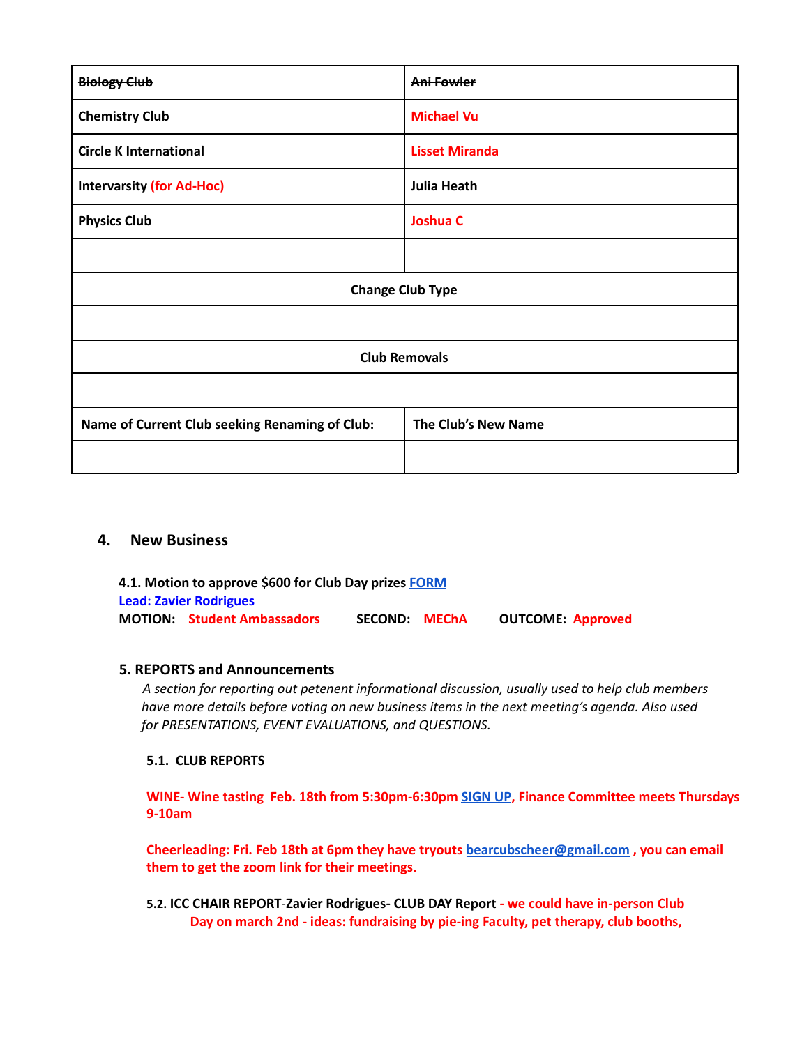| ~~Biology Club~~ | ~~Ani Fowler~~ |
|---|---|
| Chemistry Club | Michael Vu |
| Circle K International | Lisset Miranda |
| Intervarsity (for Ad-Hoc) | Julia Heath |
| Physics Club | Joshua C |
| | |
| **Change Club Type** | |
| | |
| **Club Removals** | |
| | |
| **Name of Current Club seeking Renaming of Club:** | **The Club's New Name** |
| | |

## 4. New Business

**4.1. Motion to approve $600 for Club Day prizes FORM**
**Lead: Zavier Rodrigues**
**MOTION:** Student Ambassadors **SECOND:** MEChA **OUTCOME:** Approved

### 5. REPORTS and Announcements

*A section for reporting out petenent informational discussion, usually used to help club members have more details before voting on new business items in the next meeting's agenda. Also used for PRESENTATIONS, EVENT EVALUATIONS, and QUESTIONS.*

**5.1. CLUB REPORTS**

**WINE- Wine tasting Feb. 18th from 5:30pm-6:30pm SIGN UP, Finance Committee meets Thursdays 9-10am**

**Cheerleading: Fri. Feb 18th at 6pm they have tryouts bearcubscheer@gmail.com , you can email them to get the zoom link for their meetings.**

**5.2. ICC CHAIR REPORT-Zavier Rodrigues- CLUB DAY Report - we could have in-person Club Day on march 2nd - ideas: fundraising by pie-ing Faculty, pet therapy, club booths,**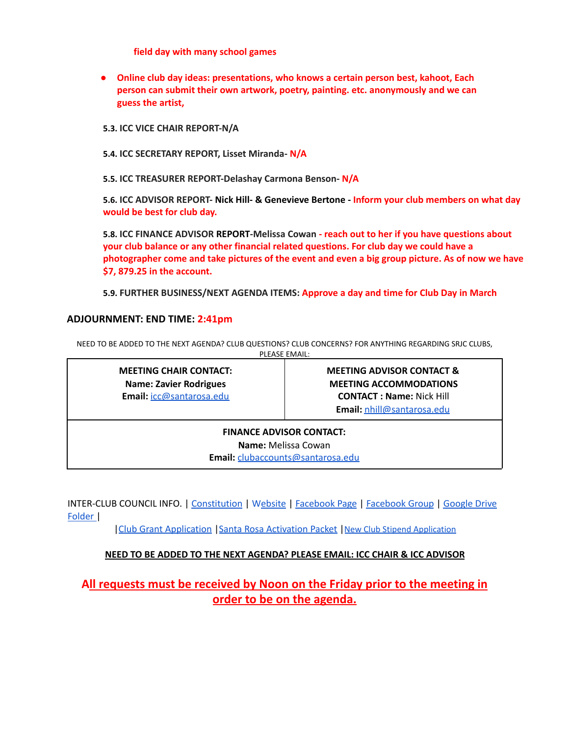**field day with many school games**

- **Online club day ideas: presentations, who knows a certain person best, kahoot, Each person can submit their own artwork, poetry, painting. etc. anonymously and we can guess the artist,**

**5.3. ICC VICE CHAIR REPORT-N/A**

**5.4. ICC SECRETARY REPORT, Lisset Miranda- N/A**

**5.5. ICC TREASURER REPORT-Delashay Carmona Benson- N/A**

**5.6. ICC ADVISOR REPORT- Nick Hill- & Genevieve Bertone - Inform your club members on what day would be best for club day.**

**5.8. ICC FINANCE ADVISOR REPORT-Melissa Cowan - reach out to her if you have questions about your club balance or any other financial related questions. For club day we could have a photographer come and take pictures of the event and even a big group picture. As of now we have $7, 879.25 in the account.**

**5.9. FURTHER BUSINESS/NEXT AGENDA ITEMS: Approve a day and time for Club Day in March**

## ADJOURNMENT: END TIME: 2:41pm

NEED TO BE ADDED TO THE NEXT AGENDA? CLUB QUESTIONS? CLUB CONCERNS? FOR ANYTHING REGARDING SRJC CLUBS, PLEASE EMAIL:

| | |
|---|---|
| **MEETING CHAIR CONTACT:** **Name: Zavier Rodrigues** **Email:** icc@santarosa.edu | **MEETING ADVISOR CONTACT & MEETING ACCOMMODATIONS CONTACT : Name:** Nick Hill **Email:** nhill@santarosa.edu |
| **FINANCE ADVISOR CONTACT:** **Name:** Melissa Cowan **Email:** clubaccounts@santarosa.edu | |

INTER-CLUB COUNCIL INFO. | Constitution | Website | Facebook Page | Facebook Group | Google Drive Folder |

|Club Grant Application |Santa Rosa Activation Packet |New Club Stipend Application

**NEED TO BE ADDED TO THE NEXT AGENDA? PLEASE EMAIL: ICC CHAIR & ICC ADVISOR**

**All requests must be received by Noon on the Friday prior to the meeting in order to be on the agenda.**